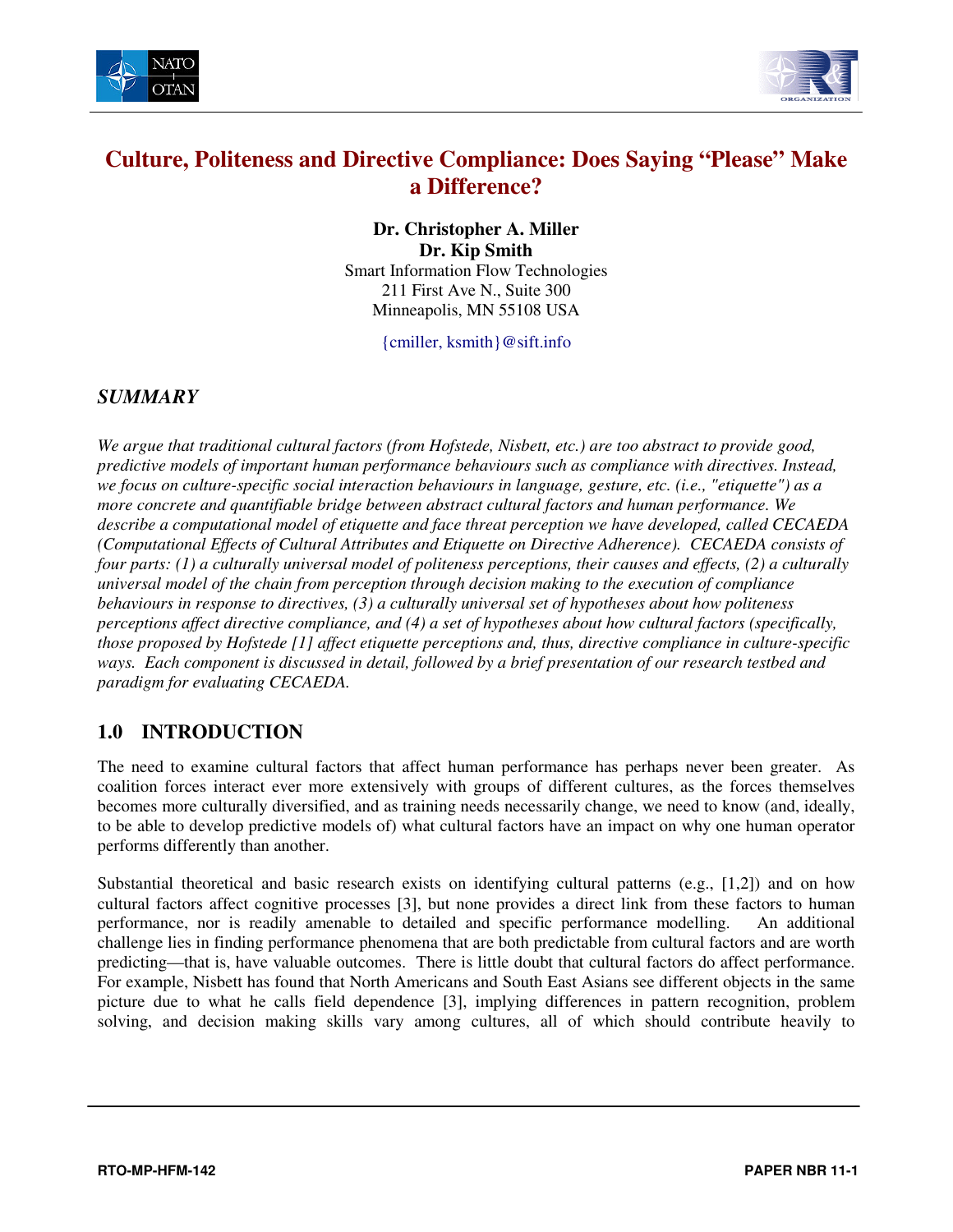# Culture, Politeness and Directive Compliance: Does Saying "Please" Make a Difference?

**Dr. Christopher A. Miller**
**Dr. Kip Smith**
Smart Information Flow Technologies
211 First Ave N., Suite 300
Minneapolis, MN 55108 USA

{cmiller, ksmith}@sift.info

## *SUMMARY*

*We argue that traditional cultural factors (from Hofstede, Nisbett, etc.) are too abstract to provide good, predictive models of important human performance behaviours such as compliance with directives. Instead, we focus on culture-specific social interaction behaviours in language, gesture, etc. (i.e., "etiquette") as a more concrete and quantifiable bridge between abstract cultural factors and human performance. We describe a computational model of etiquette and face threat perception we have developed, called CECAEDA (Computational Effects of Cultural Attributes and Etiquette on Directive Adherence). CECAEDA consists of four parts: (1) a culturally universal model of politeness perceptions, their causes and effects, (2) a culturally universal model of the chain from perception through decision making to the execution of compliance behaviours in response to directives, (3) a culturally universal set of hypotheses about how politeness perceptions affect directive compliance, and (4) a set of hypotheses about how cultural factors (specifically, those proposed by Hofstede [1] affect etiquette perceptions and, thus, directive compliance in culture-specific ways. Each component is discussed in detail, followed by a brief presentation of our research testbed and paradigm for evaluating CECAEDA.*

## 1.0 INTRODUCTION

The need to examine cultural factors that affect human performance has perhaps never been greater. As coalition forces interact ever more extensively with groups of different cultures, as the forces themselves becomes more culturally diversified, and as training needs necessarily change, we need to know (and, ideally, to be able to develop predictive models of) what cultural factors have an impact on why one human operator performs differently than another.

Substantial theoretical and basic research exists on identifying cultural patterns (e.g., [1,2]) and on how cultural factors affect cognitive processes [3], but none provides a direct link from these factors to human performance, nor is readily amenable to detailed and specific performance modelling. An additional challenge lies in finding performance phenomena that are both predictable from cultural factors and are worth predicting—that is, have valuable outcomes. There is little doubt that cultural factors do affect performance. For example, Nisbett has found that North Americans and South East Asians see different objects in the same picture due to what he calls field dependence [3], implying differences in pattern recognition, problem solving, and decision making skills vary among cultures, all of which should contribute heavily to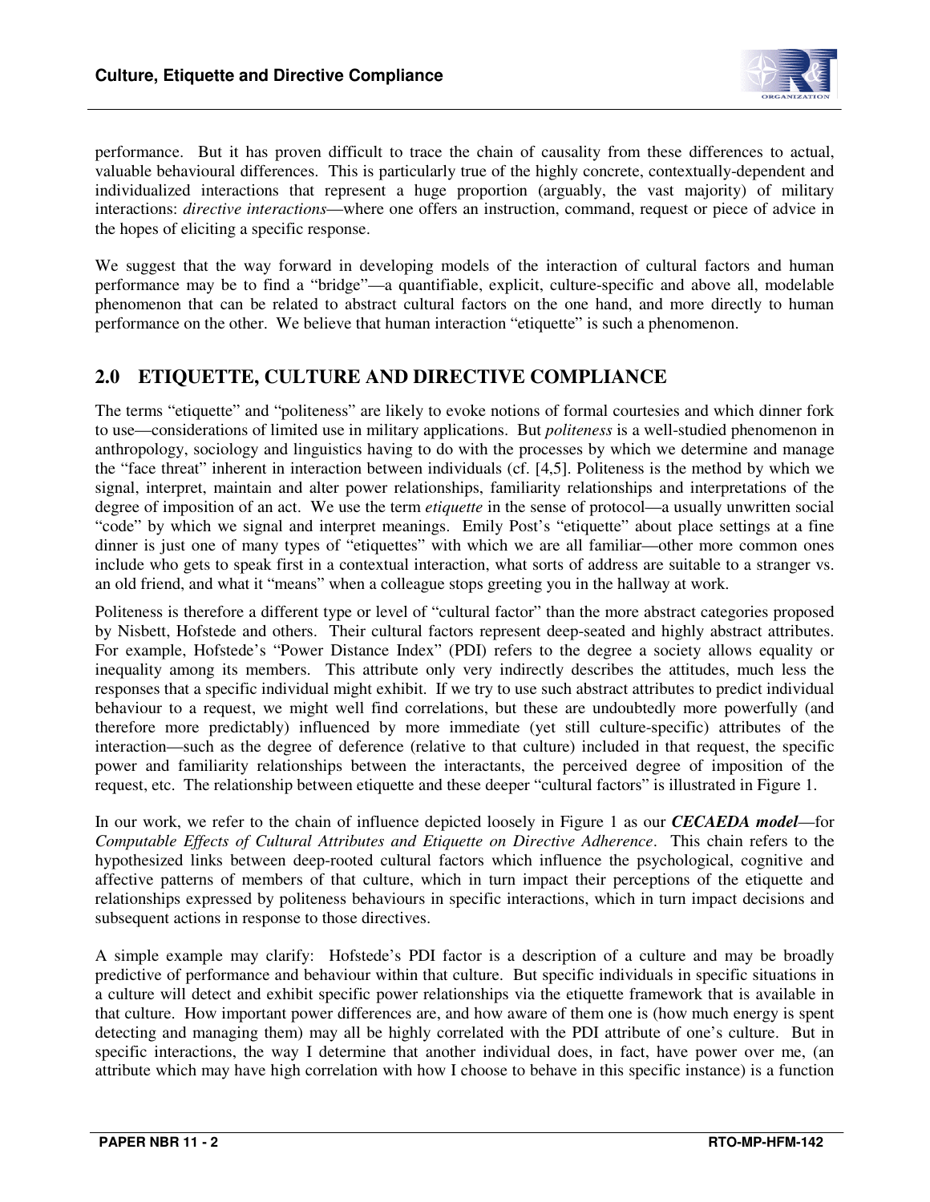performance. But it has proven difficult to trace the chain of causality from these differences to actual, valuable behavioural differences. This is particularly true of the highly concrete, contextually-dependent and individualized interactions that represent a huge proportion (arguably, the vast majority) of military interactions: *directive interactions*—where one offers an instruction, command, request or piece of advice in the hopes of eliciting a specific response.

We suggest that the way forward in developing models of the interaction of cultural factors and human performance may be to find a "bridge"—a quantifiable, explicit, culture-specific and above all, modelable phenomenon that can be related to abstract cultural factors on the one hand, and more directly to human performance on the other. We believe that human interaction "etiquette" is such a phenomenon.

## 2.0 ETIQUETTE, CULTURE AND DIRECTIVE COMPLIANCE

The terms "etiquette" and "politeness" are likely to evoke notions of formal courtesies and which dinner fork to use—considerations of limited use in military applications. But *politeness* is a well-studied phenomenon in anthropology, sociology and linguistics having to do with the processes by which we determine and manage the "face threat" inherent in interaction between individuals (cf. [4,5]. Politeness is the method by which we signal, interpret, maintain and alter power relationships, familiarity relationships and interpretations of the degree of imposition of an act. We use the term *etiquette* in the sense of protocol—a usually unwritten social "code" by which we signal and interpret meanings. Emily Post's "etiquette" about place settings at a fine dinner is just one of many types of "etiquettes" with which we are all familiar—other more common ones include who gets to speak first in a contextual interaction, what sorts of address are suitable to a stranger vs. an old friend, and what it "means" when a colleague stops greeting you in the hallway at work.

Politeness is therefore a different type or level of "cultural factor" than the more abstract categories proposed by Nisbett, Hofstede and others. Their cultural factors represent deep-seated and highly abstract attributes. For example, Hofstede's "Power Distance Index" (PDI) refers to the degree a society allows equality or inequality among its members. This attribute only very indirectly describes the attitudes, much less the responses that a specific individual might exhibit. If we try to use such abstract attributes to predict individual behaviour to a request, we might well find correlations, but these are undoubtedly more powerfully (and therefore more predictably) influenced by more immediate (yet still culture-specific) attributes of the interaction—such as the degree of deference (relative to that culture) included in that request, the specific power and familiarity relationships between the interactants, the perceived degree of imposition of the request, etc. The relationship between etiquette and these deeper "cultural factors" is illustrated in Figure 1.

In our work, we refer to the chain of influence depicted loosely in Figure 1 as our ***CECAEDA model***—for *Computable Effects of Cultural Attributes and Etiquette on Directive Adherence*. This chain refers to the hypothesized links between deep-rooted cultural factors which influence the psychological, cognitive and affective patterns of members of that culture, which in turn impact their perceptions of the etiquette and relationships expressed by politeness behaviours in specific interactions, which in turn impact decisions and subsequent actions in response to those directives.

A simple example may clarify: Hofstede's PDI factor is a description of a culture and may be broadly predictive of performance and behaviour within that culture. But specific individuals in specific situations in a culture will detect and exhibit specific power relationships via the etiquette framework that is available in that culture. How important power differences are, and how aware of them one is (how much energy is spent detecting and managing them) may all be highly correlated with the PDI attribute of one's culture. But in specific interactions, the way I determine that another individual does, in fact, have power over me, (an attribute which may have high correlation with how I choose to behave in this specific instance) is a function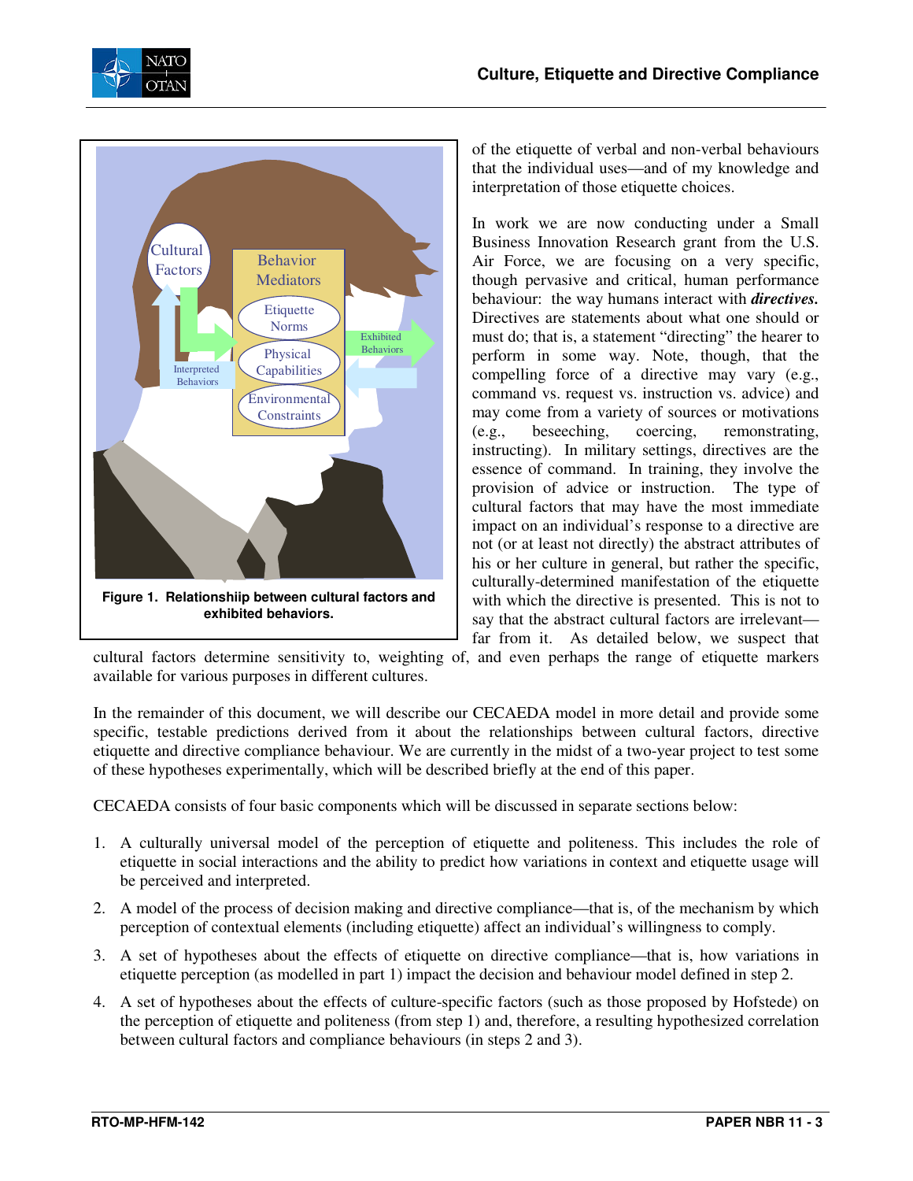of the etiquette of verbal and non-verbal behaviours that the individual uses—and of my knowledge and interpretation of those etiquette choices.

**Figure 1. Relationshiip between cultural factors and exhibited behaviors.**

In work we are now conducting under a Small Business Innovation Research grant from the U.S. Air Force, we are focusing on a very specific, though pervasive and critical, human performance behaviour: the way humans interact with ***directives.*** Directives are statements about what one should or must do; that is, a statement "directing" the hearer to perform in some way. Note, though, that the compelling force of a directive may vary (e.g., command vs. request vs. instruction vs. advice) and may come from a variety of sources or motivations (e.g., beseeching, coercing, remonstrating, instructing). In military settings, directives are the essence of command. In training, they involve the provision of advice or instruction. The type of cultural factors that may have the most immediate impact on an individual's response to a directive are not (or at least not directly) the abstract attributes of his or her culture in general, but rather the specific, culturally-determined manifestation of the etiquette with which the directive is presented. This is not to say that the abstract cultural factors are irrelevant—far from it. As detailed below, we suspect that cultural factors determine sensitivity to, weighting of, and even perhaps the range of etiquette markers available for various purposes in different cultures.

In the remainder of this document, we will describe our CECAEDA model in more detail and provide some specific, testable predictions derived from it about the relationships between cultural factors, directive etiquette and directive compliance behaviour. We are currently in the midst of a two-year project to test some of these hypotheses experimentally, which will be described briefly at the end of this paper.

CECAEDA consists of four basic components which will be discussed in separate sections below:

1. A culturally universal model of the perception of etiquette and politeness. This includes the role of etiquette in social interactions and the ability to predict how variations in context and etiquette usage will be perceived and interpreted.
2. A model of the process of decision making and directive compliance—that is, of the mechanism by which perception of contextual elements (including etiquette) affect an individual's willingness to comply.
3. A set of hypotheses about the effects of etiquette on directive compliance—that is, how variations in etiquette perception (as modelled in part 1) impact the decision and behaviour model defined in step 2.
4. A set of hypotheses about the effects of culture-specific factors (such as those proposed by Hofstede) on the perception of etiquette and politeness (from step 1) and, therefore, a resulting hypothesized correlation between cultural factors and compliance behaviours (in steps 2 and 3).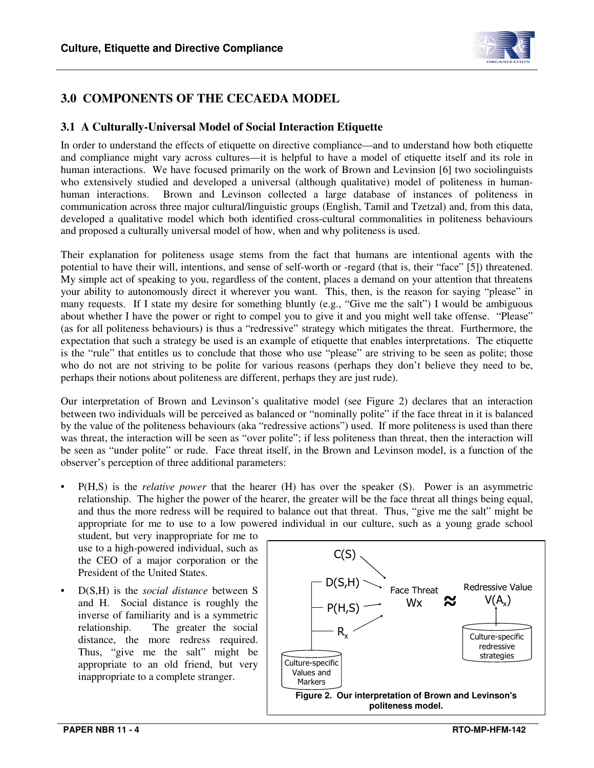## 3.0 COMPONENTS OF THE CECAEDA MODEL

### 3.1 A Culturally-Universal Model of Social Interaction Etiquette

In order to understand the effects of etiquette on directive compliance—and to understand how both etiquette and compliance might vary across cultures—it is helpful to have a model of etiquette itself and its role in human interactions. We have focused primarily on the work of Brown and Levinson [6] two sociolinguists who extensively studied and developed a universal (although qualitative) model of politeness in human-human interactions. Brown and Levinson collected a large database of instances of politeness in communication across three major cultural/linguistic groups (English, Tamil and Tzetzal) and, from this data, developed a qualitative model which both identified cross-cultural commonalities in politeness behaviours and proposed a culturally universal model of how, when and why politeness is used.

Their explanation for politeness usage stems from the fact that humans are intentional agents with the potential to have their will, intentions, and sense of self-worth or -regard (that is, their "face" [5]) threatened. My simple act of speaking to you, regardless of the content, places a demand on your attention that threatens your ability to autonomously direct it wherever you want. This, then, is the reason for saying "please" in many requests. If I state my desire for something bluntly (e.g., "Give me the salt") I would be ambiguous about whether I have the power or right to compel you to give it and you might well take offense. "Please" (as for all politeness behaviours) is thus a "redressive" strategy which mitigates the threat. Furthermore, the expectation that such a strategy be used is an example of etiquette that enables interpretations. The etiquette is the "rule" that entitles us to conclude that those who use "please" are striving to be seen as polite; those who do not are not striving to be polite for various reasons (perhaps they don't believe they need to be, perhaps their notions about politeness are different, perhaps they are just rude).

Our interpretation of Brown and Levinson's qualitative model (see Figure 2) declares that an interaction between two individuals will be perceived as balanced or "nominally polite" if the face threat in it is balanced by the value of the politeness behaviours (aka "redressive actions") used. If more politeness is used than there was threat, the interaction will be seen as "over polite"; if less politeness than threat, then the interaction will be seen as "under polite" or rude. Face threat itself, in the Brown and Levinson model, is a function of the observer's perception of three additional parameters:

- $P(H,S)$ is the *relative power* that the hearer (H) has over the speaker (S). Power is an asymmetric relationship. The higher the power of the hearer, the greater will be the face threat all things being equal, and thus the more redress will be required to balance out that threat. Thus, "give me the salt" might be appropriate for me to use to a low powered individual in our culture, such as a young grade school student, but very inappropriate for me to use to a high-powered individual, such as the CEO of a major corporation or the President of the United States.

- $D(S,H)$ is the *social distance* between S and H. Social distance is roughly the inverse of familiarity and is a symmetric relationship. The greater the social distance, the more redress required. Thus, "give me the salt" might be appropriate to an old friend, but very inappropriate to a complete stranger.

C(S), D(S,H), P(H,S), $R_x$ → Face Threat $W_x$ ≈ Redressive Value $V(A_x)$; Culture-specific Values and Markers; Culture-specific redressive strategies

**Figure 2. Our interpretation of Brown and Levinson's politeness model.**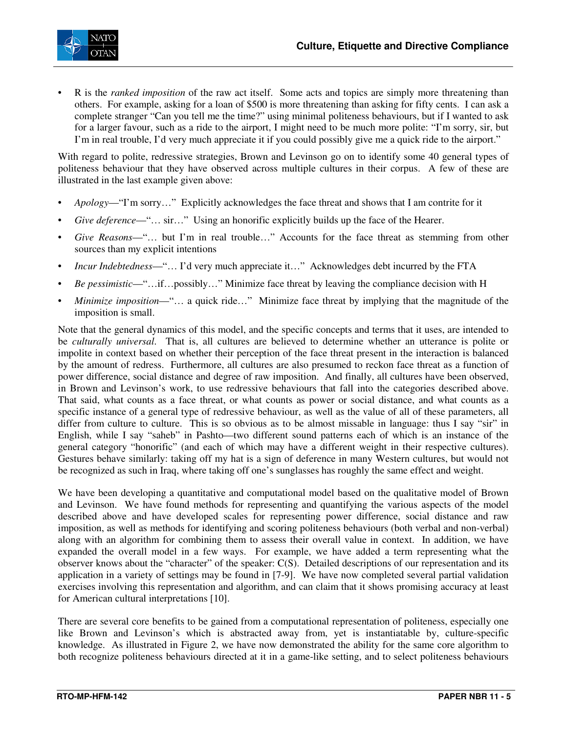- R is the *ranked imposition* of the raw act itself. Some acts and topics are simply more threatening than others. For example, asking for a loan of $500 is more threatening than asking for fifty cents. I can ask a complete stranger "Can you tell me the time?" using minimal politeness behaviours, but if I wanted to ask for a larger favour, such as a ride to the airport, I might need to be much more polite: "I'm sorry, sir, but I'm in real trouble, I'd very much appreciate it if you could possibly give me a quick ride to the airport."

With regard to polite, redressive strategies, Brown and Levinson go on to identify some 40 general types of politeness behaviour that they have observed across multiple cultures in their corpus. A few of these are illustrated in the last example given above:

- *Apology*—"I'm sorry…" Explicitly acknowledges the face threat and shows that I am contrite for it
- *Give deference*—"… sir…" Using an honorific explicitly builds up the face of the Hearer.
- *Give Reasons*—"… but I'm in real trouble…" Accounts for the face threat as stemming from other sources than my explicit intentions
- *Incur Indebtedness*—"… I'd very much appreciate it…" Acknowledges debt incurred by the FTA
- *Be pessimistic*—"…if…possibly…" Minimize face threat by leaving the compliance decision with H
- *Minimize imposition*—"… a quick ride…" Minimize face threat by implying that the magnitude of the imposition is small.

Note that the general dynamics of this model, and the specific concepts and terms that it uses, are intended to be *culturally universal*. That is, all cultures are believed to determine whether an utterance is polite or impolite in context based on whether their perception of the face threat present in the interaction is balanced by the amount of redress. Furthermore, all cultures are also presumed to reckon face threat as a function of power difference, social distance and degree of raw imposition. And finally, all cultures have been observed, in Brown and Levinson's work, to use redressive behaviours that fall into the categories described above. That said, what counts as a face threat, or what counts as power or social distance, and what counts as a specific instance of a general type of redressive behaviour, as well as the value of all of these parameters, all differ from culture to culture. This is so obvious as to be almost missable in language: thus I say "sir" in English, while I say "saheb" in Pashto—two different sound patterns each of which is an instance of the general category "honorific" (and each of which may have a different weight in their respective cultures). Gestures behave similarly: taking off my hat is a sign of deference in many Western cultures, but would not be recognized as such in Iraq, where taking off one's sunglasses has roughly the same effect and weight.

We have been developing a quantitative and computational model based on the qualitative model of Brown and Levinson. We have found methods for representing and quantifying the various aspects of the model described above and have developed scales for representing power difference, social distance and raw imposition, as well as methods for identifying and scoring politeness behaviours (both verbal and non-verbal) along with an algorithm for combining them to assess their overall value in context. In addition, we have expanded the overall model in a few ways. For example, we have added a term representing what the observer knows about the "character" of the speaker: C(S). Detailed descriptions of our representation and its application in a variety of settings may be found in [7-9]. We have now completed several partial validation exercises involving this representation and algorithm, and can claim that it shows promising accuracy at least for American cultural interpretations [10].

There are several core benefits to be gained from a computational representation of politeness, especially one like Brown and Levinson's which is abstracted away from, yet is instantiatable by, culture-specific knowledge. As illustrated in Figure 2, we have now demonstrated the ability for the same core algorithm to both recognize politeness behaviours directed at it in a game-like setting, and to select politeness behaviours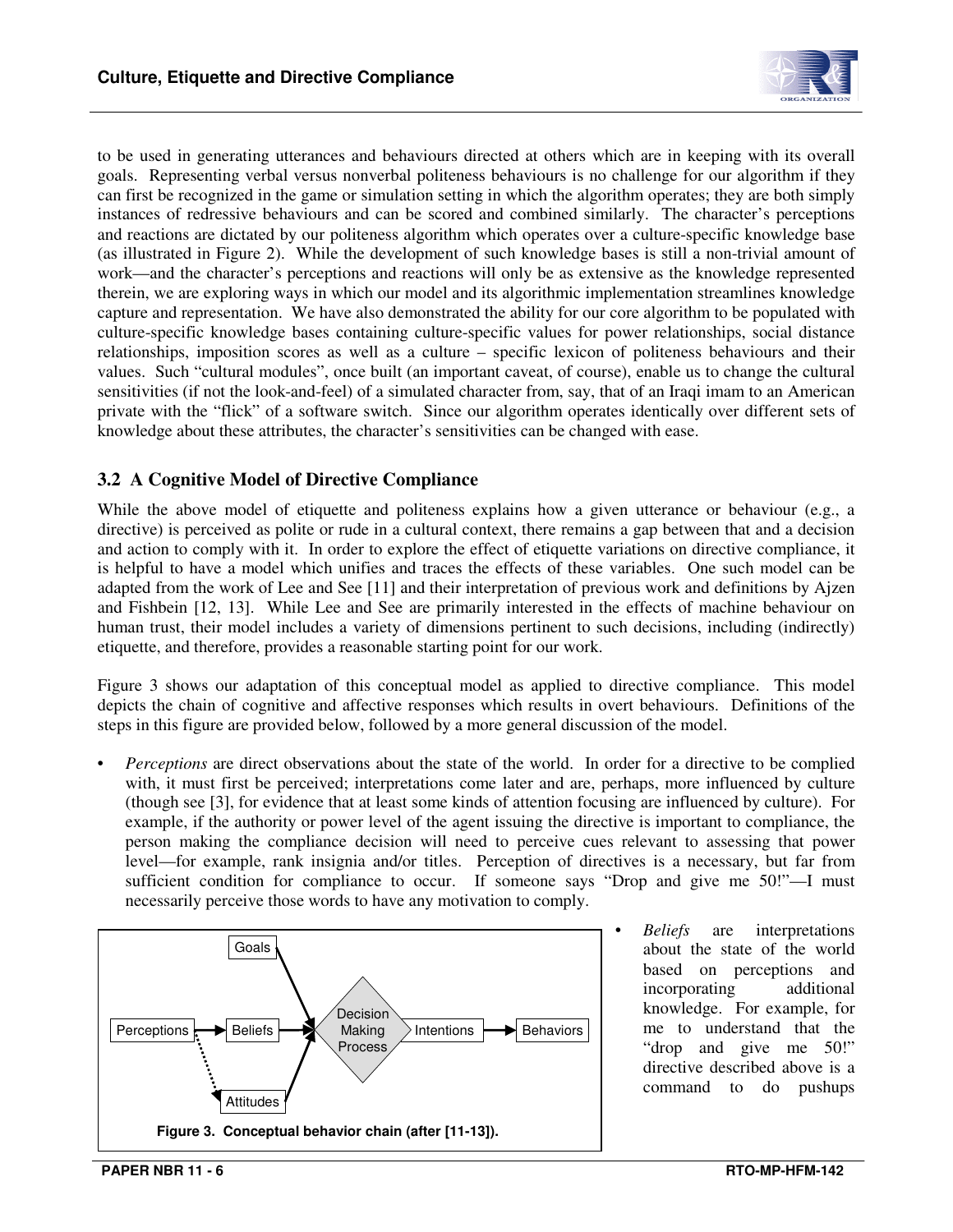to be used in generating utterances and behaviours directed at others which are in keeping with its overall goals. Representing verbal versus nonverbal politeness behaviours is no challenge for our algorithm if they can first be recognized in the game or simulation setting in which the algorithm operates; they are both simply instances of redressive behaviours and can be scored and combined similarly. The character's perceptions and reactions are dictated by our politeness algorithm which operates over a culture-specific knowledge base (as illustrated in Figure 2). While the development of such knowledge bases is still a non-trivial amount of work—and the character's perceptions and reactions will only be as extensive as the knowledge represented therein, we are exploring ways in which our model and its algorithmic implementation streamlines knowledge capture and representation. We have also demonstrated the ability for our core algorithm to be populated with culture-specific knowledge bases containing culture-specific values for power relationships, social distance relationships, imposition scores as well as a culture – specific lexicon of politeness behaviours and their values. Such "cultural modules", once built (an important caveat, of course), enable us to change the cultural sensitivities (if not the look-and-feel) of a simulated character from, say, that of an Iraqi imam to an American private with the "flick" of a software switch. Since our algorithm operates identically over different sets of knowledge about these attributes, the character's sensitivities can be changed with ease.

## 3.2 A Cognitive Model of Directive Compliance

While the above model of etiquette and politeness explains how a given utterance or behaviour (e.g., a directive) is perceived as polite or rude in a cultural context, there remains a gap between that and a decision and action to comply with it. In order to explore the effect of etiquette variations on directive compliance, it is helpful to have a model which unifies and traces the effects of these variables. One such model can be adapted from the work of Lee and See [11] and their interpretation of previous work and definitions by Ajzen and Fishbein [12, 13]. While Lee and See are primarily interested in the effects of machine behaviour on human trust, their model includes a variety of dimensions pertinent to such decisions, including (indirectly) etiquette, and therefore, provides a reasonable starting point for our work.

Figure 3 shows our adaptation of this conceptual model as applied to directive compliance. This model depicts the chain of cognitive and affective responses which results in overt behaviours. Definitions of the steps in this figure are provided below, followed by a more general discussion of the model.

- *Perceptions* are direct observations about the state of the world. In order for a directive to be complied with, it must first be perceived; interpretations come later and are, perhaps, more influenced by culture (though see [3], for evidence that at least some kinds of attention focusing are influenced by culture). For example, if the authority or power level of the agent issuing the directive is important to compliance, the person making the compliance decision will need to perceive cues relevant to assessing that power level—for example, rank insignia and/or titles. Perception of directives is a necessary, but far from sufficient condition for compliance to occur. If someone says "Drop and give me 50!"—I must necessarily perceive those words to have any motivation to comply.

**Figure 3. Conceptual behavior chain (after [11-13]).**

- *Beliefs* are interpretations about the state of the world based on perceptions and incorporating additional knowledge. For example, for me to understand that the "drop and give me 50!" directive described above is a command to do pushups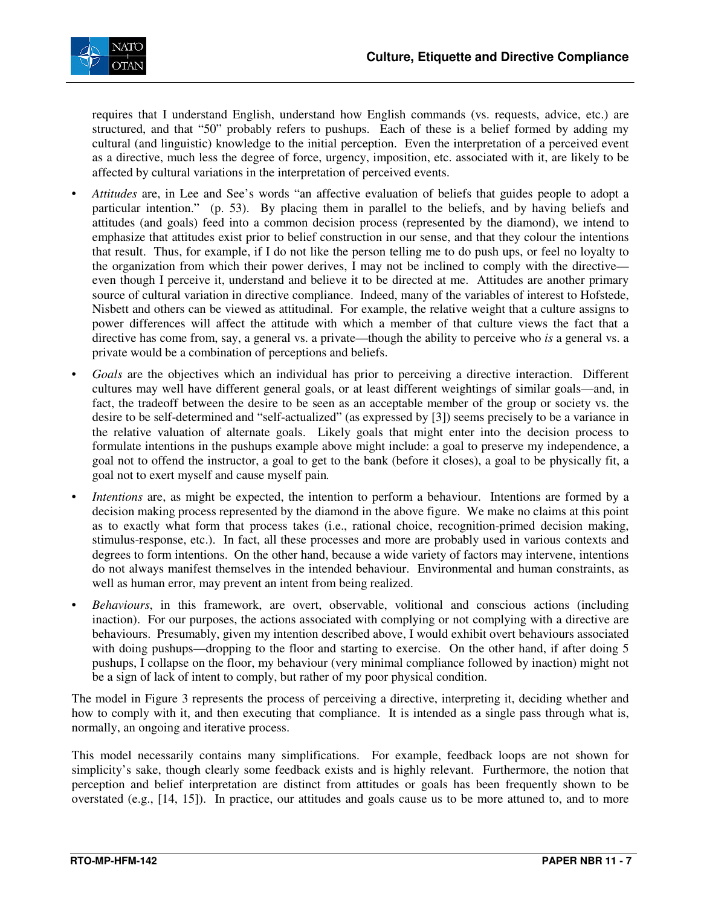requires that I understand English, understand how English commands (vs. requests, advice, etc.) are structured, and that "50" probably refers to pushups. Each of these is a belief formed by adding my cultural (and linguistic) knowledge to the initial perception. Even the interpretation of a perceived event as a directive, much less the degree of force, urgency, imposition, etc. associated with it, are likely to be affected by cultural variations in the interpretation of perceived events.

- *Attitudes* are, in Lee and See's words "an affective evaluation of beliefs that guides people to adopt a particular intention." (p. 53). By placing them in parallel to the beliefs, and by having beliefs and attitudes (and goals) feed into a common decision process (represented by the diamond), we intend to emphasize that attitudes exist prior to belief construction in our sense, and that they colour the intentions that result. Thus, for example, if I do not like the person telling me to do push ups, or feel no loyalty to the organization from which their power derives, I may not be inclined to comply with the directive—even though I perceive it, understand and believe it to be directed at me. Attitudes are another primary source of cultural variation in directive compliance. Indeed, many of the variables of interest to Hofstede, Nisbett and others can be viewed as attitudinal. For example, the relative weight that a culture assigns to power differences will affect the attitude with which a member of that culture views the fact that a directive has come from, say, a general vs. a private—though the ability to perceive who *is* a general vs. a private would be a combination of perceptions and beliefs.
- *Goals* are the objectives which an individual has prior to perceiving a directive interaction. Different cultures may well have different general goals, or at least different weightings of similar goals—and, in fact, the tradeoff between the desire to be seen as an acceptable member of the group or society vs. the desire to be self-determined and "self-actualized" (as expressed by [3]) seems precisely to be a variance in the relative valuation of alternate goals. Likely goals that might enter into the decision process to formulate intentions in the pushups example above might include: a goal to preserve my independence, a goal not to offend the instructor, a goal to get to the bank (before it closes), a goal to be physically fit, a goal not to exert myself and cause myself pain.
- *Intentions* are, as might be expected, the intention to perform a behaviour. Intentions are formed by a decision making process represented by the diamond in the above figure. We make no claims at this point as to exactly what form that process takes (i.e., rational choice, recognition-primed decision making, stimulus-response, etc.). In fact, all these processes and more are probably used in various contexts and degrees to form intentions. On the other hand, because a wide variety of factors may intervene, intentions do not always manifest themselves in the intended behaviour. Environmental and human constraints, as well as human error, may prevent an intent from being realized.
- *Behaviours*, in this framework, are overt, observable, volitional and conscious actions (including inaction). For our purposes, the actions associated with complying or not complying with a directive are behaviours. Presumably, given my intention described above, I would exhibit overt behaviours associated with doing pushups—dropping to the floor and starting to exercise. On the other hand, if after doing 5 pushups, I collapse on the floor, my behaviour (very minimal compliance followed by inaction) might not be a sign of lack of intent to comply, but rather of my poor physical condition.

The model in Figure 3 represents the process of perceiving a directive, interpreting it, deciding whether and how to comply with it, and then executing that compliance. It is intended as a single pass through what is, normally, an ongoing and iterative process.

This model necessarily contains many simplifications. For example, feedback loops are not shown for simplicity's sake, though clearly some feedback exists and is highly relevant. Furthermore, the notion that perception and belief interpretation are distinct from attitudes or goals has been frequently shown to be overstated (e.g., [14, 15]). In practice, our attitudes and goals cause us to be more attuned to, and to more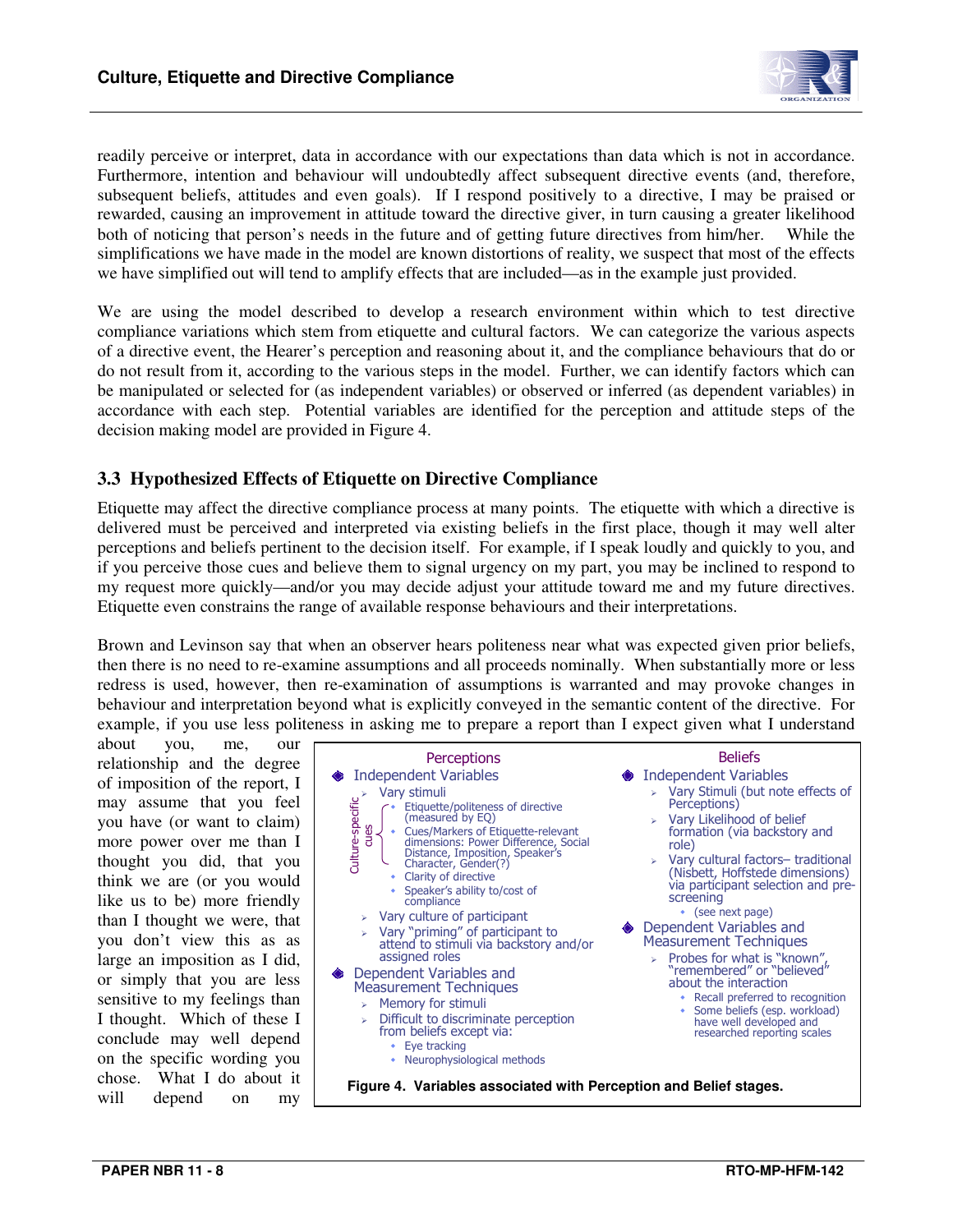readily perceive or interpret, data in accordance with our expectations than data which is not in accordance. Furthermore, intention and behaviour will undoubtedly affect subsequent directive events (and, therefore, subsequent beliefs, attitudes and even goals). If I respond positively to a directive, I may be praised or rewarded, causing an improvement in attitude toward the directive giver, in turn causing a greater likelihood both of noticing that person's needs in the future and of getting future directives from him/her. While the simplifications we have made in the model are known distortions of reality, we suspect that most of the effects we have simplified out will tend to amplify effects that are included—as in the example just provided.

We are using the model described to develop a research environment within which to test directive compliance variations which stem from etiquette and cultural factors. We can categorize the various aspects of a directive event, the Hearer's perception and reasoning about it, and the compliance behaviours that do or do not result from it, according to the various steps in the model. Further, we can identify factors which can be manipulated or selected for (as independent variables) or observed or inferred (as dependent variables) in accordance with each step. Potential variables are identified for the perception and attitude steps of the decision making model are provided in Figure 4.

## 3.3 Hypothesized Effects of Etiquette on Directive Compliance

Etiquette may affect the directive compliance process at many points. The etiquette with which a directive is delivered must be perceived and interpreted via existing beliefs in the first place, though it may well alter perceptions and beliefs pertinent to the decision itself. For example, if I speak loudly and quickly to you, and if you perceive those cues and believe them to signal urgency on my part, you may be inclined to respond to my request more quickly—and/or you may decide adjust your attitude toward me and my future directives. Etiquette even constrains the range of available response behaviours and their interpretations.

Brown and Levinson say that when an observer hears politeness near what was expected given prior beliefs, then there is no need to re-examine assumptions and all proceeds nominally. When substantially more or less redress is used, however, then re-examination of assumptions is warranted and may provoke changes in behaviour and interpretation beyond what is explicitly conveyed in the semantic content of the directive. For example, if you use less politeness in asking me to prepare a report than I expect given what I understand about you, me, our relationship and the degree of imposition of the report, I may assume that you feel you have (or want to claim) more power over me than I thought you did, that you think we are (or you would like us to be) more friendly than I thought we were, that you don't view this as as large an imposition as I did, or simply that you are less sensitive to my feelings than I thought. Which of these I conclude may well depend on the specific wording you chose. What I do about it will depend on my

**Perceptions**

- Independent Variables
  - Vary stimuli
    - Culture-specific cues:
      - Etiquette/politeness of directive (measured by EQ)
      - Cues/Markers of Etiquette-relevant dimensions: Power Difference, Social Distance, Imposition, Speaker's Character, Gender(?)
    - Clarity of directive
    - Speaker's ability to/cost of compliance
  - Vary culture of participant
  - Vary "priming" of participant to attend to stimuli via backstory and/or assigned roles
- Dependent Variables and Measurement Techniques
  - Memory for stimuli
  - Difficult to discriminate perception from beliefs except via:
    - Eye tracking
    - Neurophysiological methods

**Beliefs**

- Independent Variables
  - Vary Stimuli (but note effects of Perceptions)
  - Vary Likelihood of belief formation (via backstory and role)
  - Vary cultural factors– traditional (Nisbett, Hoffstede dimensions) via participant selection and pre-screening
    - (see next page)
- Dependent Variables and Measurement Techniques
  - Probes for what is "known", "remembered" or "believed" about the interaction
    - Recall preferred to recognition
    - Some beliefs (esp. workload) have well developed and researched reporting scales

**Figure 4. Variables associated with Perception and Belief stages.**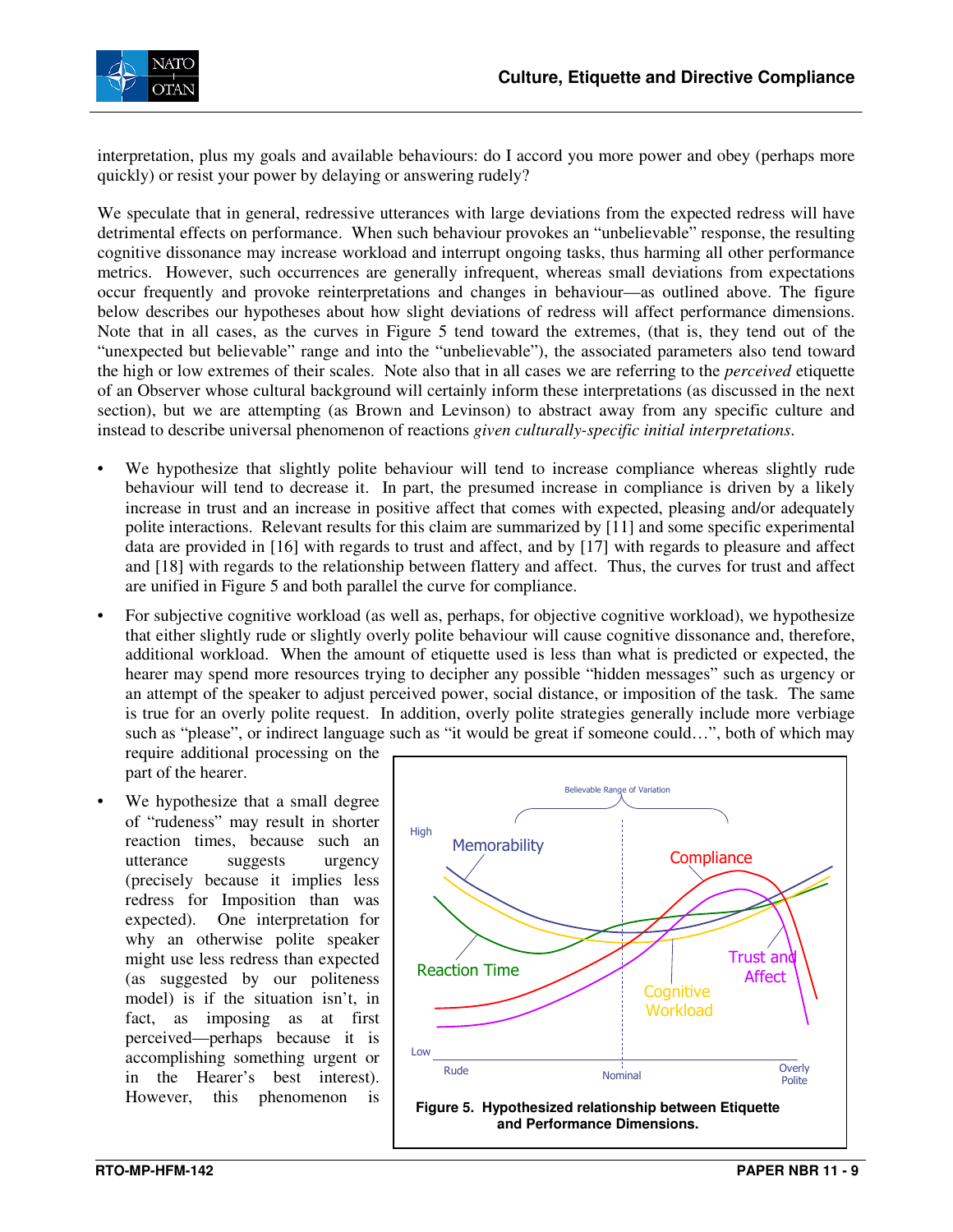interpretation, plus my goals and available behaviours: do I accord you more power and obey (perhaps more quickly) or resist your power by delaying or answering rudely?

We speculate that in general, redressive utterances with large deviations from the expected redress will have detrimental effects on performance. When such behaviour provokes an "unbelievable" response, the resulting cognitive dissonance may increase workload and interrupt ongoing tasks, thus harming all other performance metrics. However, such occurrences are generally infrequent, whereas small deviations from expectations occur frequently and provoke reinterpretations and changes in behaviour—as outlined above. The figure below describes our hypotheses about how slight deviations of redress will affect performance dimensions. Note that in all cases, as the curves in Figure 5 tend toward the extremes, (that is, they tend out of the "unexpected but believable" range and into the "unbelievable"), the associated parameters also tend toward the high or low extremes of their scales. Note also that in all cases we are referring to the *perceived* etiquette of an Observer whose cultural background will certainly inform these interpretations (as discussed in the next section), but we are attempting (as Brown and Levinson) to abstract away from any specific culture and instead to describe universal phenomenon of reactions *given culturally-specific initial interpretations*.

- We hypothesize that slightly polite behaviour will tend to increase compliance whereas slightly rude behaviour will tend to decrease it. In part, the presumed increase in compliance is driven by a likely increase in trust and an increase in positive affect that comes with expected, pleasing and/or adequately polite interactions. Relevant results for this claim are summarized by [11] and some specific experimental data are provided in [16] with regards to trust and affect, and by [17] with regards to pleasure and affect and [18] with regards to the relationship between flattery and affect. Thus, the curves for trust and affect are unified in Figure 5 and both parallel the curve for compliance.

- For subjective cognitive workload (as well as, perhaps, for objective cognitive workload), we hypothesize that either slightly rude or slightly overly polite behaviour will cause cognitive dissonance and, therefore, additional workload. When the amount of etiquette used is less than what is predicted or expected, the hearer may spend more resources trying to decipher any possible "hidden messages" such as urgency or an attempt of the speaker to adjust perceived power, social distance, or imposition of the task. The same is true for an overly polite request. In addition, overly polite strategies generally include more verbiage such as "please", or indirect language such as "it would be great if someone could…", both of which may require additional processing on the part of the hearer.

- We hypothesize that a small degree of "rudeness" may result in shorter reaction times, because such an utterance suggests urgency (precisely because it implies less redress for Imposition than was expected). One interpretation for why an otherwise polite speaker might use less redress than expected (as suggested by our politeness model) is if the situation isn't, in fact, as imposing as at first perceived—perhaps because it is accomplishing something urgent or in the Hearer's best interest). However, this phenomenon is

**Figure 5. Hypothesized relationship between Etiquette and Performance Dimensions.**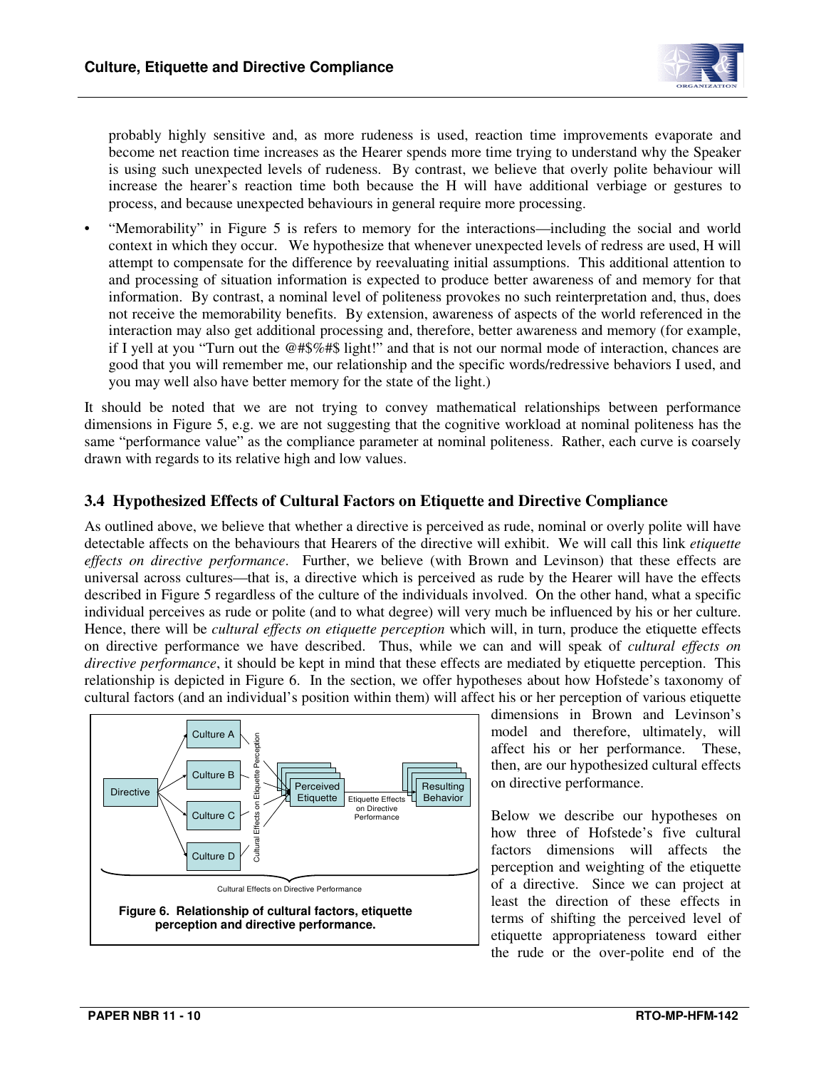probably highly sensitive and, as more rudeness is used, reaction time improvements evaporate and become net reaction time increases as the Hearer spends more time trying to understand why the Speaker is using such unexpected levels of rudeness. By contrast, we believe that overly polite behaviour will increase the hearer's reaction time both because the H will have additional verbiage or gestures to process, and because unexpected behaviours in general require more processing.

- "Memorability" in Figure 5 is refers to memory for the interactions—including the social and world context in which they occur. We hypothesize that whenever unexpected levels of redress are used, H will attempt to compensate for the difference by reevaluating initial assumptions. This additional attention to and processing of situation information is expected to produce better awareness of and memory for that information. By contrast, a nominal level of politeness provokes no such reinterpretation and, thus, does not receive the memorability benefits. By extension, awareness of aspects of the world referenced in the interaction may also get additional processing and, therefore, better awareness and memory (for example, if I yell at you "Turn out the @#$%#$ light!" and that is not our normal mode of interaction, chances are good that you will remember me, our relationship and the specific words/redressive behaviors I used, and you may well also have better memory for the state of the light.)

It should be noted that we are not trying to convey mathematical relationships between performance dimensions in Figure 5, e.g. we are not suggesting that the cognitive workload at nominal politeness has the same "performance value" as the compliance parameter at nominal politeness. Rather, each curve is coarsely drawn with regards to its relative high and low values.

## 3.4 Hypothesized Effects of Cultural Factors on Etiquette and Directive Compliance

As outlined above, we believe that whether a directive is perceived as rude, nominal or overly polite will have detectable affects on the behaviours that Hearers of the directive will exhibit. We will call this link *etiquette effects on directive performance*. Further, we believe (with Brown and Levinson) that these effects are universal across cultures—that is, a directive which is perceived as rude by the Hearer will have the effects described in Figure 5 regardless of the culture of the individuals involved. On the other hand, what a specific individual perceives as rude or polite (and to what degree) will very much be influenced by his or her culture. Hence, there will be *cultural effects on etiquette perception* which will, in turn, produce the etiquette effects on directive performance we have described. Thus, while we can and will speak of *cultural effects on directive performance*, it should be kept in mind that these effects are mediated by etiquette perception. This relationship is depicted in Figure 6. In the section, we offer hypotheses about how Hofstede's taxonomy of cultural factors (and an individual's position within them) will affect his or her perception of various etiquette dimensions in Brown and Levinson's model and therefore, ultimately, will affect his or her performance. These, then, are our hypothesized cultural effects on directive performance.

Directive → Culture A / Culture B / Culture C / Culture D → (Cultural Effects on Etiquette Perception) → Perceived Etiquette → (Etiquette Effects on Directive Performance) → Resulting Behavior

Cultural Effects on Directive Performance

**Figure 6. Relationship of cultural factors, etiquette perception and directive performance.**

Below we describe our hypotheses on how three of Hofstede's five cultural factors dimensions will affects the perception and weighting of the etiquette of a directive. Since we can project at least the direction of these effects in terms of shifting the perceived level of etiquette appropriateness toward either the rude or the over-polite end of the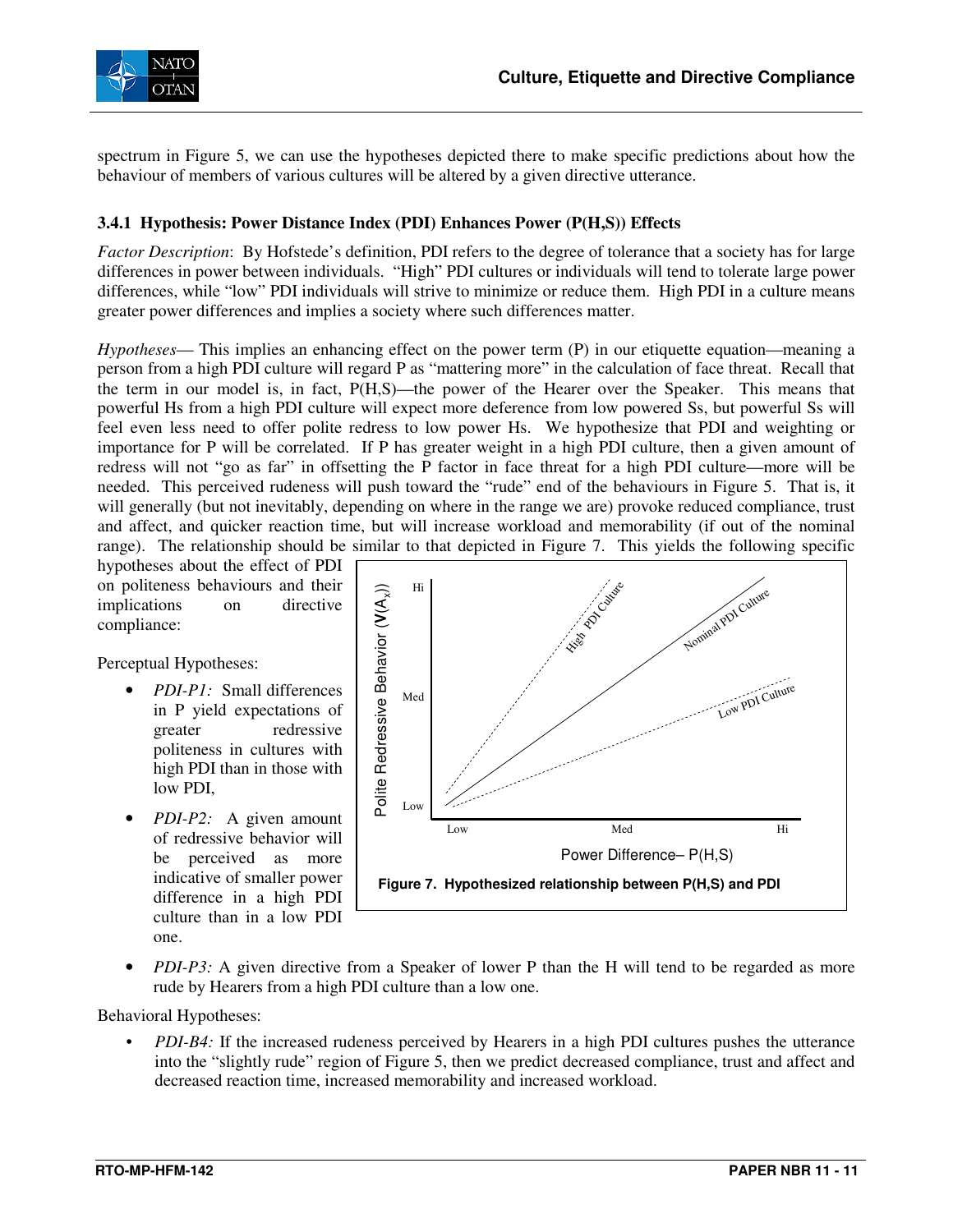spectrum in Figure 5, we can use the hypotheses depicted there to make specific predictions about how the behaviour of members of various cultures will be altered by a given directive utterance.

### 3.4.1 Hypothesis: Power Distance Index (PDI) Enhances Power (P(H,S)) Effects

*Factor Description*: By Hofstede's definition, PDI refers to the degree of tolerance that a society has for large differences in power between individuals. "High" PDI cultures or individuals will tend to tolerate large power differences, while "low" PDI individuals will strive to minimize or reduce them. High PDI in a culture means greater power differences and implies a society where such differences matter.

*Hypotheses*— This implies an enhancing effect on the power term (P) in our etiquette equation—meaning a person from a high PDI culture will regard P as "mattering more" in the calculation of face threat. Recall that the term in our model is, in fact, P(H,S)—the power of the Hearer over the Speaker. This means that powerful Hs from a high PDI culture will expect more deference from low powered Ss, but powerful Ss will feel even less need to offer polite redress to low power Hs. We hypothesize that PDI and weighting or importance for P will be correlated. If P has greater weight in a high PDI culture, then a given amount of redress will not "go as far" in offsetting the P factor in face threat for a high PDI culture—more will be needed. This perceived rudeness will push toward the "rude" end of the behaviours in Figure 5. That is, it will generally (but not inevitably, depending on where in the range we are) provoke reduced compliance, trust and affect, and quicker reaction time, but will increase workload and memorability (if out of the nominal range). The relationship should be similar to that depicted in Figure 7. This yields the following specific hypotheses about the effect of PDI on politeness behaviours and their implications on directive compliance:

**Figure 7. Hypothesized relationship between P(H,S) and PDI**

Perceptual Hypotheses:

- *PDI-P1:* Small differences in P yield expectations of greater redressive politeness in cultures with high PDI than in those with low PDI,
- *PDI-P2:* A given amount of redressive behavior will be perceived as more indicative of smaller power difference in a high PDI culture than in a low PDI one.
- *PDI-P3:* A given directive from a Speaker of lower P than the H will tend to be regarded as more rude by Hearers from a high PDI culture than a low one.

Behavioral Hypotheses:

- *PDI-B4:* If the increased rudeness perceived by Hearers in a high PDI cultures pushes the utterance into the "slightly rude" region of Figure 5, then we predict decreased compliance, trust and affect and decreased reaction time, increased memorability and increased workload.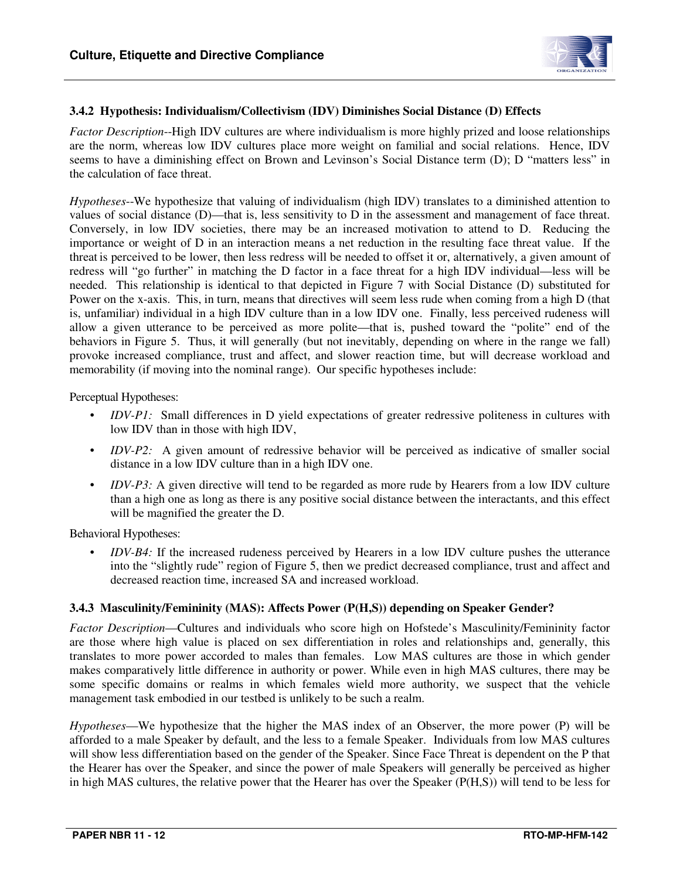### 3.4.2 Hypothesis: Individualism/Collectivism (IDV) Diminishes Social Distance (D) Effects

*Factor Description*--High IDV cultures are where individualism is more highly prized and loose relationships are the norm, whereas low IDV cultures place more weight on familial and social relations. Hence, IDV seems to have a diminishing effect on Brown and Levinson's Social Distance term (D); D "matters less" in the calculation of face threat.

*Hypotheses*--We hypothesize that valuing of individualism (high IDV) translates to a diminished attention to values of social distance (D)—that is, less sensitivity to D in the assessment and management of face threat. Conversely, in low IDV societies, there may be an increased motivation to attend to D. Reducing the importance or weight of D in an interaction means a net reduction in the resulting face threat value. If the threat is perceived to be lower, then less redress will be needed to offset it or, alternatively, a given amount of redress will "go further" in matching the D factor in a face threat for a high IDV individual—less will be needed. This relationship is identical to that depicted in Figure 7 with Social Distance (D) substituted for Power on the x-axis. This, in turn, means that directives will seem less rude when coming from a high D (that is, unfamiliar) individual in a high IDV culture than in a low IDV one. Finally, less perceived rudeness will allow a given utterance to be perceived as more polite—that is, pushed toward the "polite" end of the behaviors in Figure 5. Thus, it will generally (but not inevitably, depending on where in the range we fall) provoke increased compliance, trust and affect, and slower reaction time, but will decrease workload and memorability (if moving into the nominal range). Our specific hypotheses include:

Perceptual Hypotheses:

- *IDV-P1:* Small differences in D yield expectations of greater redressive politeness in cultures with low IDV than in those with high IDV,
- *IDV-P2:* A given amount of redressive behavior will be perceived as indicative of smaller social distance in a low IDV culture than in a high IDV one.
- *IDV-P3:* A given directive will tend to be regarded as more rude by Hearers from a low IDV culture than a high one as long as there is any positive social distance between the interactants, and this effect will be magnified the greater the D.

Behavioral Hypotheses:

- *IDV-B4:* If the increased rudeness perceived by Hearers in a low IDV culture pushes the utterance into the "slightly rude" region of Figure 5, then we predict decreased compliance, trust and affect and decreased reaction time, increased SA and increased workload.

### 3.4.3 Masculinity/Femininity (MAS): Affects Power (P(H,S)) depending on Speaker Gender?

*Factor Description*—Cultures and individuals who score high on Hofstede's Masculinity/Femininity factor are those where high value is placed on sex differentiation in roles and relationships and, generally, this translates to more power accorded to males than females. Low MAS cultures are those in which gender makes comparatively little difference in authority or power. While even in high MAS cultures, there may be some specific domains or realms in which females wield more authority, we suspect that the vehicle management task embodied in our testbed is unlikely to be such a realm.

*Hypotheses*—We hypothesize that the higher the MAS index of an Observer, the more power (P) will be afforded to a male Speaker by default, and the less to a female Speaker. Individuals from low MAS cultures will show less differentiation based on the gender of the Speaker. Since Face Threat is dependent on the P that the Hearer has over the Speaker, and since the power of male Speakers will generally be perceived as higher in high MAS cultures, the relative power that the Hearer has over the Speaker (P(H,S)) will tend to be less for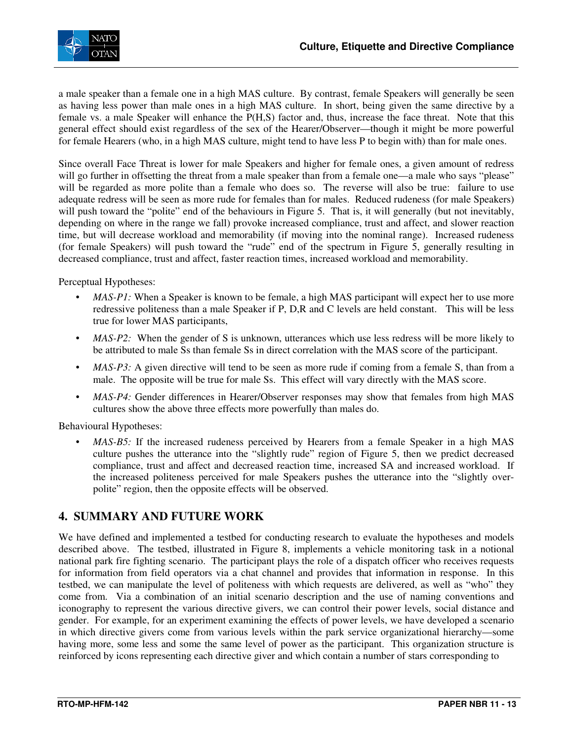a male speaker than a female one in a high MAS culture. By contrast, female Speakers will generally be seen as having less power than male ones in a high MAS culture. In short, being given the same directive by a female vs. a male Speaker will enhance the P(H,S) factor and, thus, increase the face threat. Note that this general effect should exist regardless of the sex of the Hearer/Observer—though it might be more powerful for female Hearers (who, in a high MAS culture, might tend to have less P to begin with) than for male ones.

Since overall Face Threat is lower for male Speakers and higher for female ones, a given amount of redress will go further in offsetting the threat from a male speaker than from a female one—a male who says "please" will be regarded as more polite than a female who does so. The reverse will also be true: failure to use adequate redress will be seen as more rude for females than for males. Reduced rudeness (for male Speakers) will push toward the "polite" end of the behaviours in Figure 5. That is, it will generally (but not inevitably, depending on where in the range we fall) provoke increased compliance, trust and affect, and slower reaction time, but will decrease workload and memorability (if moving into the nominal range). Increased rudeness (for female Speakers) will push toward the "rude" end of the spectrum in Figure 5, generally resulting in decreased compliance, trust and affect, faster reaction times, increased workload and memorability.

Perceptual Hypotheses:

- *MAS-P1:* When a Speaker is known to be female, a high MAS participant will expect her to use more redressive politeness than a male Speaker if P, D,R and C levels are held constant. This will be less true for lower MAS participants,
- *MAS-P2:* When the gender of S is unknown, utterances which use less redress will be more likely to be attributed to male Ss than female Ss in direct correlation with the MAS score of the participant.
- *MAS-P3:* A given directive will tend to be seen as more rude if coming from a female S, than from a male. The opposite will be true for male Ss. This effect will vary directly with the MAS score.
- *MAS-P4:* Gender differences in Hearer/Observer responses may show that females from high MAS cultures show the above three effects more powerfully than males do.

Behavioural Hypotheses:

- *MAS-B5:* If the increased rudeness perceived by Hearers from a female Speaker in a high MAS culture pushes the utterance into the "slightly rude" region of Figure 5, then we predict decreased compliance, trust and affect and decreased reaction time, increased SA and increased workload. If the increased politeness perceived for male Speakers pushes the utterance into the "slightly over-polite" region, then the opposite effects will be observed.

## 4. SUMMARY AND FUTURE WORK

We have defined and implemented a testbed for conducting research to evaluate the hypotheses and models described above. The testbed, illustrated in Figure 8, implements a vehicle monitoring task in a notional national park fire fighting scenario. The participant plays the role of a dispatch officer who receives requests for information from field operators via a chat channel and provides that information in response. In this testbed, we can manipulate the level of politeness with which requests are delivered, as well as "who" they come from. Via a combination of an initial scenario description and the use of naming conventions and iconography to represent the various directive givers, we can control their power levels, social distance and gender. For example, for an experiment examining the effects of power levels, we have developed a scenario in which directive givers come from various levels within the park service organizational hierarchy—some having more, some less and some the same level of power as the participant. This organization structure is reinforced by icons representing each directive giver and which contain a number of stars corresponding to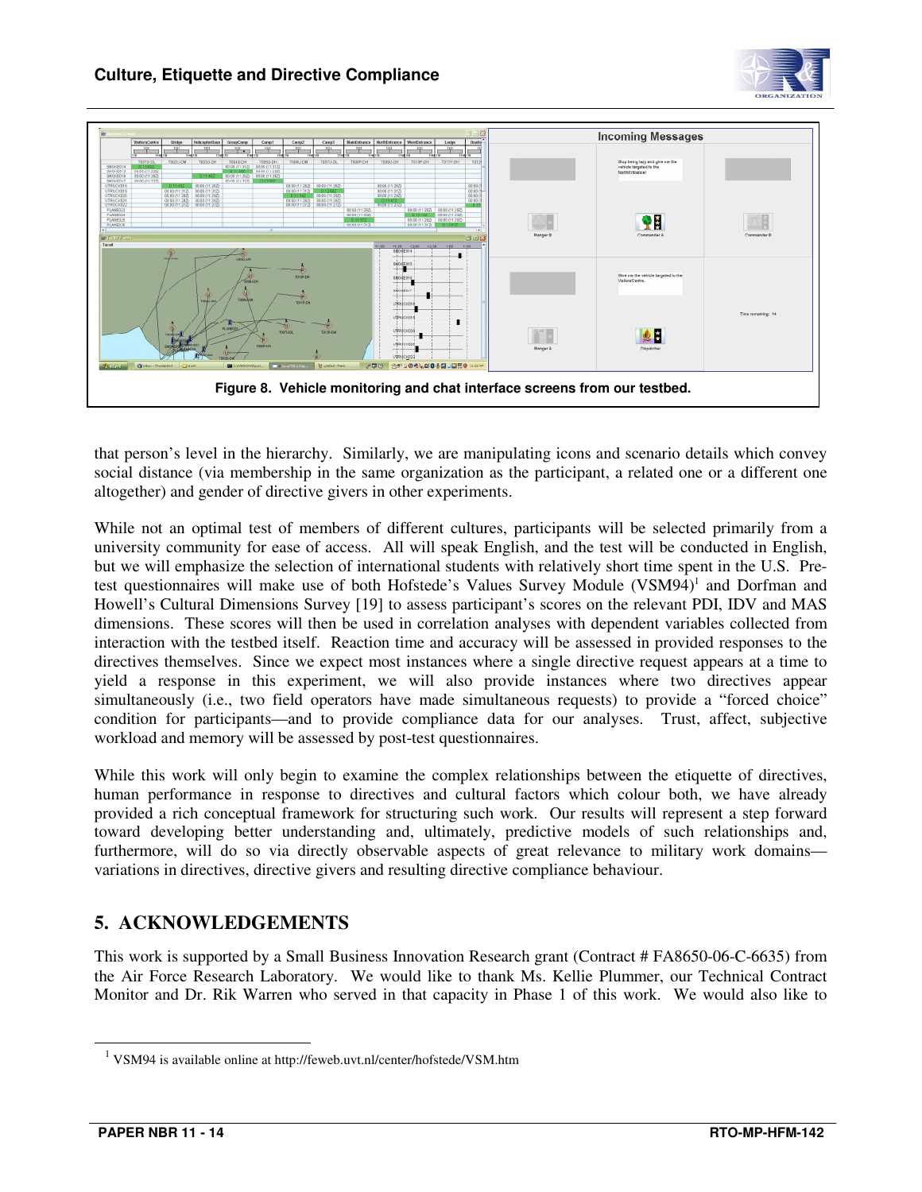Figure 8. Vehicle monitoring and chat interface screens from our testbed.

that person's level in the hierarchy. Similarly, we are manipulating icons and scenario details which convey social distance (via membership in the same organization as the participant, a related one or a different one altogether) and gender of directive givers in other experiments.

While not an optimal test of members of different cultures, participants will be selected primarily from a university community for ease of access. All will speak English, and the test will be conducted in English, but we will emphasize the selection of international students with relatively short time spent in the U.S. Pre-test questionnaires will make use of both Hofstede's Values Survey Module (VSM94)[1] and Dorfman and Howell's Cultural Dimensions Survey [19] to assess participant's scores on the relevant PDI, IDV and MAS dimensions. These scores will then be used in correlation analyses with dependent variables collected from interaction with the testbed itself. Reaction time and accuracy will be assessed in provided responses to the directives themselves. Since we expect most instances where a single directive request appears at a time to yield a response in this experiment, we will also provide instances where two directives appear simultaneously (i.e., two field operators have made simultaneous requests) to provide a "forced choice" condition for participants—and to provide compliance data for our analyses. Trust, affect, subjective workload and memory will be assessed by post-test questionnaires.

While this work will only begin to examine the complex relationships between the etiquette of directives, human performance in response to directives and cultural factors which colour both, we have already provided a rich conceptual framework for structuring such work. Our results will represent a step forward toward developing better understanding and, ultimately, predictive models of such relationships and, furthermore, will do so via directly observable aspects of great relevance to military work domains—variations in directives, directive givers and resulting directive compliance behaviour.

## 5. ACKNOWLEDGEMENTS

This work is supported by a Small Business Innovation Research grant (Contract # FA8650-06-C-6635) from the Air Force Research Laboratory. We would like to thank Ms. Kellie Plummer, our Technical Contract Monitor and Dr. Rik Warren who served in that capacity in Phase 1 of this work. We would also like to

[1] VSM94 is available online at http://feweb.uvt.nl/center/hofstede/VSM.htm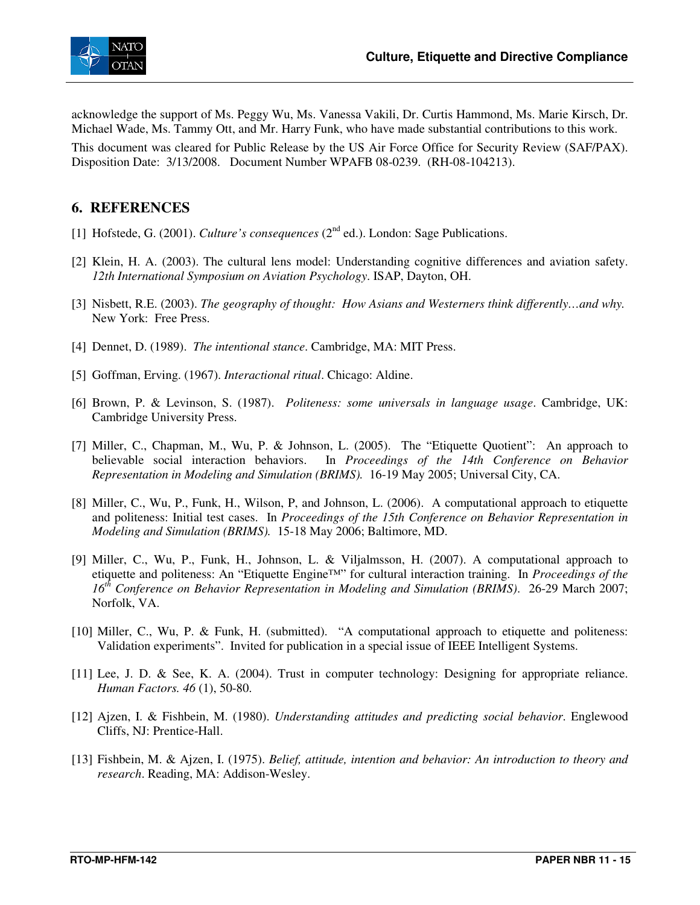acknowledge the support of Ms. Peggy Wu, Ms. Vanessa Vakili, Dr. Curtis Hammond, Ms. Marie Kirsch, Dr. Michael Wade, Ms. Tammy Ott, and Mr. Harry Funk, who have made substantial contributions to this work.

This document was cleared for Public Release by the US Air Force Office for Security Review (SAF/PAX). Disposition Date: 3/13/2008. Document Number WPAFB 08-0239. (RH-08-104213).

## 6. REFERENCES

[1] Hofstede, G. (2001). *Culture's consequences* (2nd ed.). London: Sage Publications.

[2] Klein, H. A. (2003). The cultural lens model: Understanding cognitive differences and aviation safety. *12th International Symposium on Aviation Psychology*. ISAP, Dayton, OH.

[3] Nisbett, R.E. (2003). *The geography of thought: How Asians and Westerners think differently…and why.* New York: Free Press.

[4] Dennet, D. (1989). *The intentional stance*. Cambridge, MA: MIT Press.

[5] Goffman, Erving. (1967). *Interactional ritual*. Chicago: Aldine.

[6] Brown, P. & Levinson, S. (1987). *Politeness: some universals in language usage*. Cambridge, UK: Cambridge University Press.

[7] Miller, C., Chapman, M., Wu, P. & Johnson, L. (2005). The "Etiquette Quotient": An approach to believable social interaction behaviors. In *Proceedings of the 14th Conference on Behavior Representation in Modeling and Simulation (BRIMS).* 16-19 May 2005; Universal City, CA.

[8] Miller, C., Wu, P., Funk, H., Wilson, P, and Johnson, L. (2006). A computational approach to etiquette and politeness: Initial test cases. In *Proceedings of the 15th Conference on Behavior Representation in Modeling and Simulation (BRIMS).* 15-18 May 2006; Baltimore, MD.

[9] Miller, C., Wu, P., Funk, H., Johnson, L. & Viljalmsson, H. (2007). A computational approach to etiquette and politeness: An "Etiquette Engine™" for cultural interaction training. In *Proceedings of the 16th Conference on Behavior Representation in Modeling and Simulation (BRIMS)*. 26-29 March 2007; Norfolk, VA.

[10] Miller, C., Wu, P. & Funk, H. (submitted). "A computational approach to etiquette and politeness: Validation experiments". Invited for publication in a special issue of IEEE Intelligent Systems.

[11] Lee, J. D. & See, K. A. (2004). Trust in computer technology: Designing for appropriate reliance. *Human Factors. 46* (1), 50-80.

[12] Ajzen, I. & Fishbein, M. (1980). *Understanding attitudes and predicting social behavior*. Englewood Cliffs, NJ: Prentice-Hall.

[13] Fishbein, M. & Ajzen, I. (1975). *Belief, attitude, intention and behavior: An introduction to theory and research*. Reading, MA: Addison-Wesley.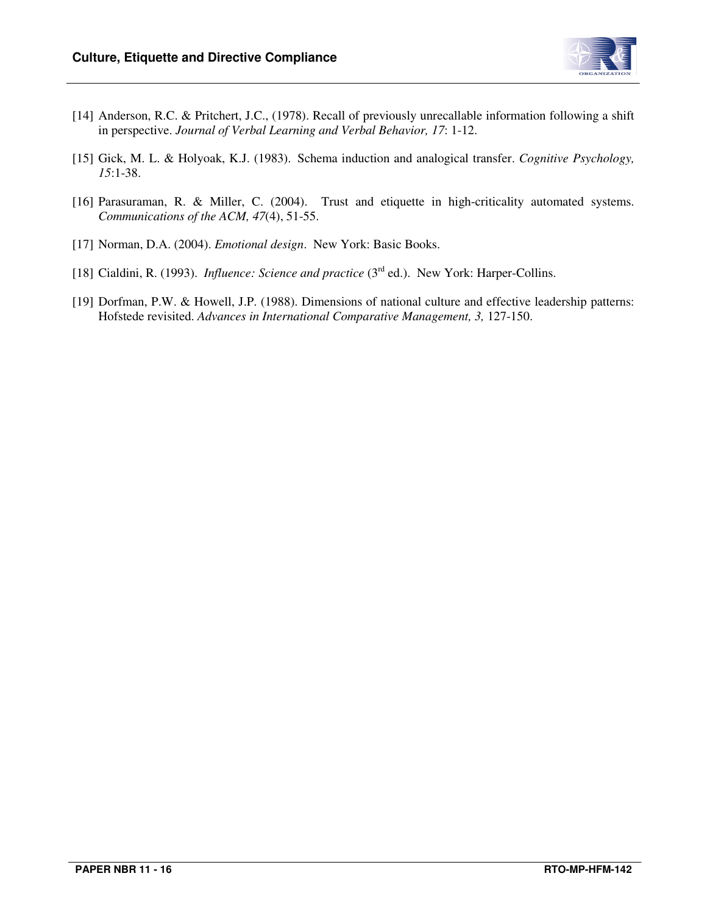[14] Anderson, R.C. & Pritchert, J.C., (1978). Recall of previously unrecallable information following a shift in perspective. *Journal of Verbal Learning and Verbal Behavior, 17*: 1-12.

[15] Gick, M. L. & Holyoak, K.J. (1983). Schema induction and analogical transfer. *Cognitive Psychology, 15*:1-38.

[16] Parasuraman, R. & Miller, C. (2004). Trust and etiquette in high-criticality automated systems. *Communications of the ACM, 47*(4), 51-55.

[17] Norman, D.A. (2004). *Emotional design*. New York: Basic Books.

[18] Cialdini, R. (1993). *Influence: Science and practice* (3rd ed.). New York: Harper-Collins.

[19] Dorfman, P.W. & Howell, J.P. (1988). Dimensions of national culture and effective leadership patterns: Hofstede revisited. *Advances in International Comparative Management, 3,* 127-150.